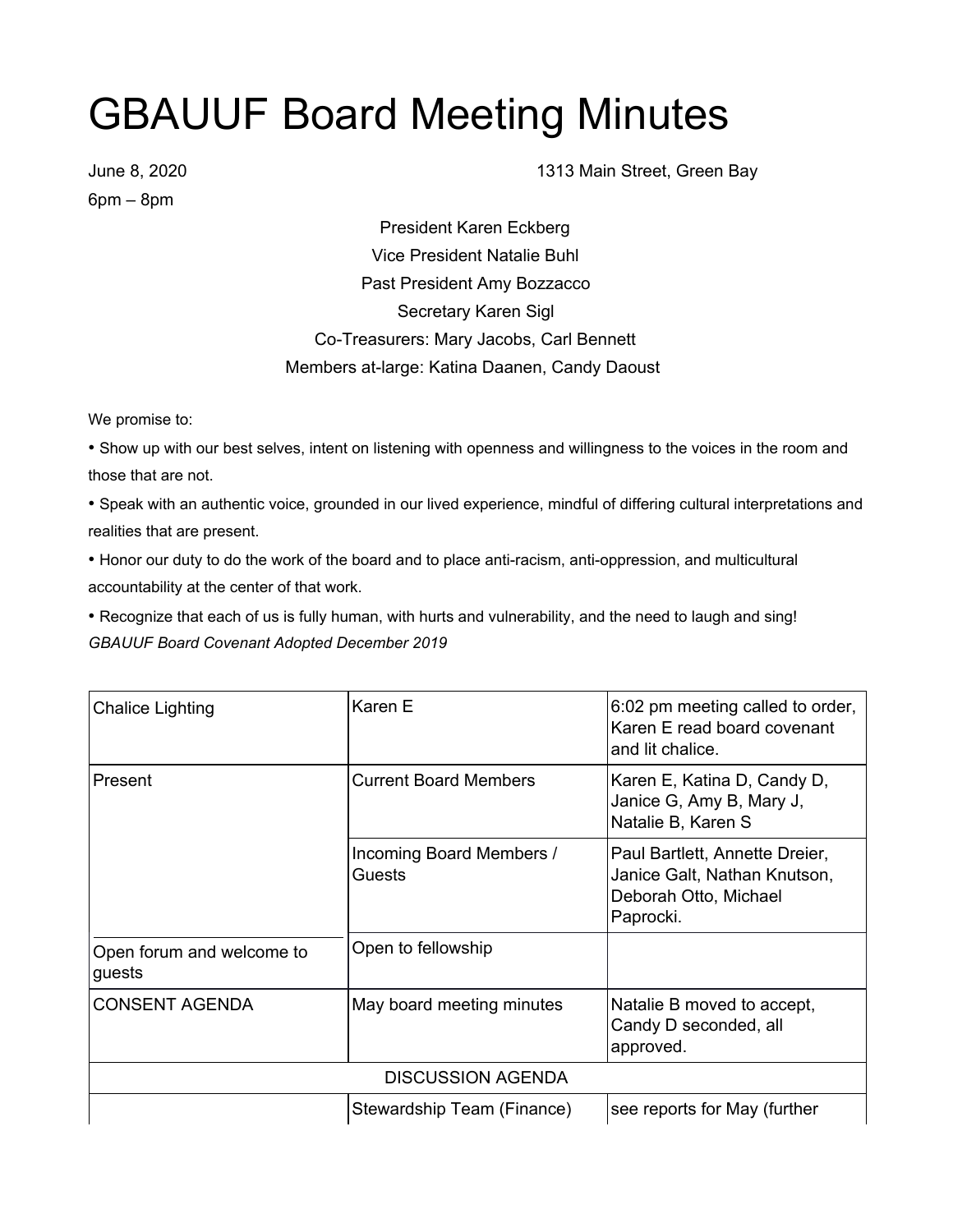# GBAUUF Board Meeting Minutes

June 8, 2020 — 1313 Main Street, Green Bay

6pm – 8pm

President Karen Eckberg
Vice President Natalie Buhl
Past President Amy Bozzacco
Secretary Karen Sigl
Co-Treasurers: Mary Jacobs, Carl Bennett
Members at-large: Katina Daanen, Candy Daoust

We promise to:

- Show up with our best selves, intent on listening with openness and willingness to the voices in the room and those that are not.
- Speak with an authentic voice, grounded in our lived experience, mindful of differing cultural interpretations and realities that are present.
- Honor our duty to do the work of the board and to place anti-racism, anti-oppression, and multicultural accountability at the center of that work.
- Recognize that each of us is fully human, with hurts and vulnerability, and the need to laugh and sing!

*GBAUUF Board Covenant Adopted December 2019*

| | | |
|---|---|---|
| Chalice Lighting | Karen E | 6:02 pm meeting called to order, Karen E read board covenant and lit chalice. |
| Present | Current Board Members | Karen E, Katina D, Candy D, Janice G, Amy B, Mary J, Natalie B, Karen S |
| | Incoming Board Members / Guests | Paul Bartlett, Annette Dreier, Janice Galt, Nathan Knutson, Deborah Otto, Michael Paprocki. |
| Open forum and welcome to guests | Open to fellowship | |
| CONSENT AGENDA | May board meeting minutes | Natalie B moved to accept, Candy D seconded, all approved. |
| DISCUSSION AGENDA | | |
| | Stewardship Team (Finance) | see reports for May (further |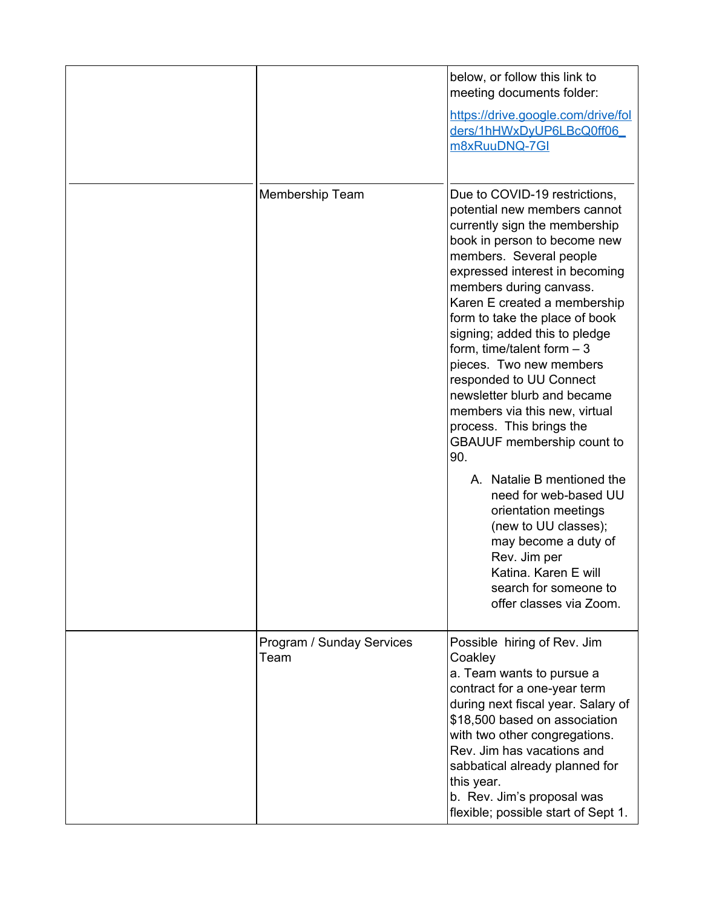| | | |
|---|---|---|
| | | below, or follow this link to meeting documents folder:<br><br>https://drive.google.com/drive/folders/1hHWxDyUP6LBcQ0ff06_m8xRuuDNQ-7GI |
| | Membership Team | Due to COVID-19 restrictions, potential new members cannot currently sign the membership book in person to become new members. Several people expressed interest in becoming members during canvass. Karen E created a membership form to take the place of book signing; added this to pledge form, time/talent form – 3 pieces. Two new members responded to UU Connect newsletter blurb and became members via this new, virtual process. This brings the GBAUUF membership count to 90.<br><br>A. Natalie B mentioned the need for web-based UU orientation meetings (new to UU classes); may become a duty of Rev. Jim per Katina. Karen E will search for someone to offer classes via Zoom. |
| | Program / Sunday Services Team | Possible hiring of Rev. Jim Coakley<br>a. Team wants to pursue a contract for a one-year term during next fiscal year. Salary of $18,500 based on association with two other congregations. Rev. Jim has vacations and sabbatical already planned for this year.<br>b. Rev. Jim's proposal was flexible; possible start of Sept 1. |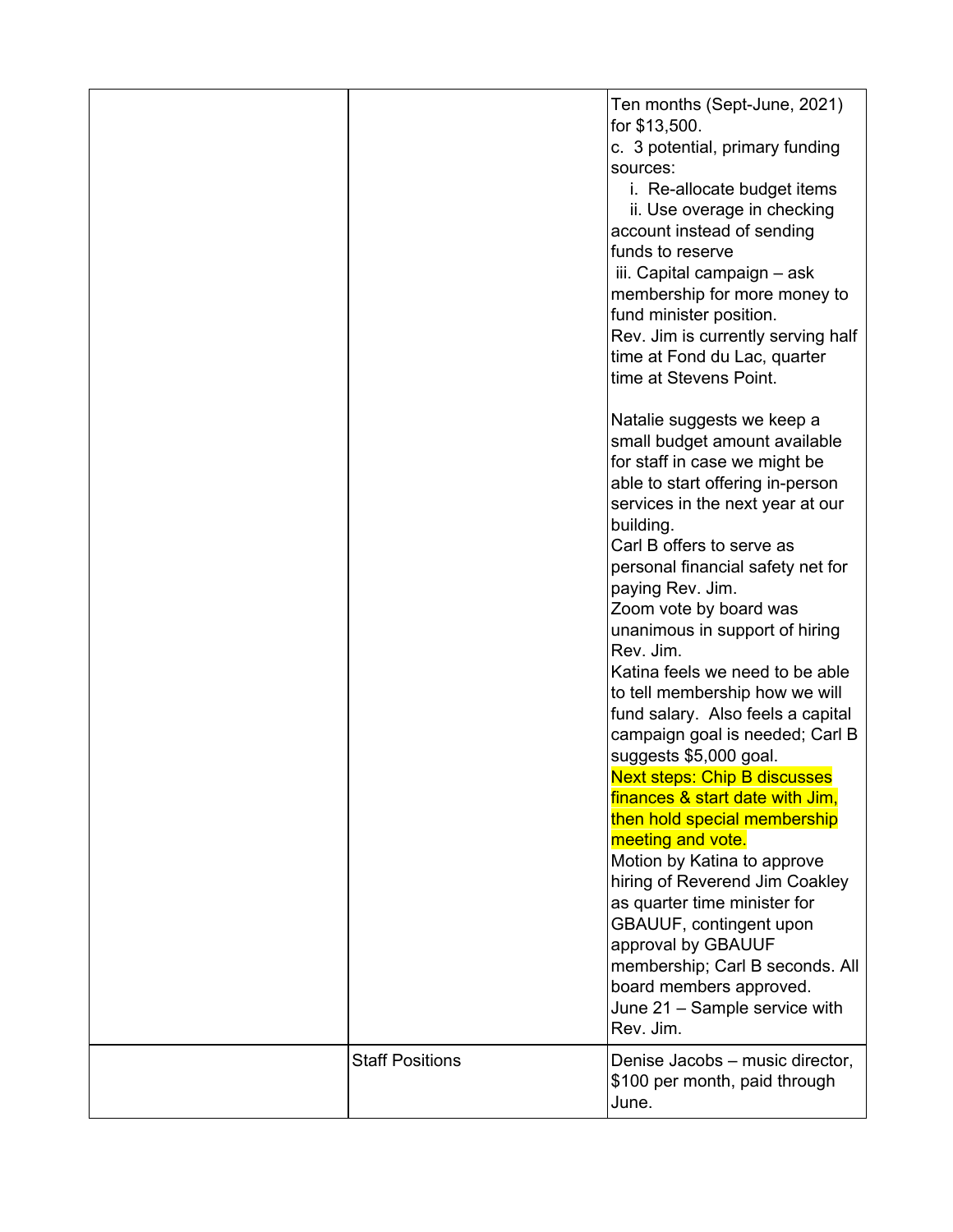| | | |
|---|---|---|
| | | Ten months (Sept-June, 2021) for $13,500.<br>c. 3 potential, primary funding sources:<br>i. Re-allocate budget items<br>ii. Use overage in checking account instead of sending funds to reserve<br>iii. Capital campaign – ask membership for more money to fund minister position.<br>Rev. Jim is currently serving half time at Fond du Lac, quarter time at Stevens Point.<br><br>Natalie suggests we keep a small budget amount available for staff in case we might be able to start offering in-person services in the next year at our building.<br>Carl B offers to serve as personal financial safety net for paying Rev. Jim.<br>Zoom vote by board was unanimous in support of hiring Rev. Jim.<br>Katina feels we need to be able to tell membership how we will fund salary. Also feels a capital campaign goal is needed; Carl B suggests $5,000 goal.<br>Next steps: Chip B discusses finances & start date with Jim, then hold special membership meeting and vote.<br>Motion by Katina to approve hiring of Reverend Jim Coakley as quarter time minister for GBAUUF, contingent upon approval by GBAUUF membership; Carl B seconds. All board members approved.<br>June 21 – Sample service with Rev. Jim. |
| | Staff Positions | Denise Jacobs – music director, $100 per month, paid through June. |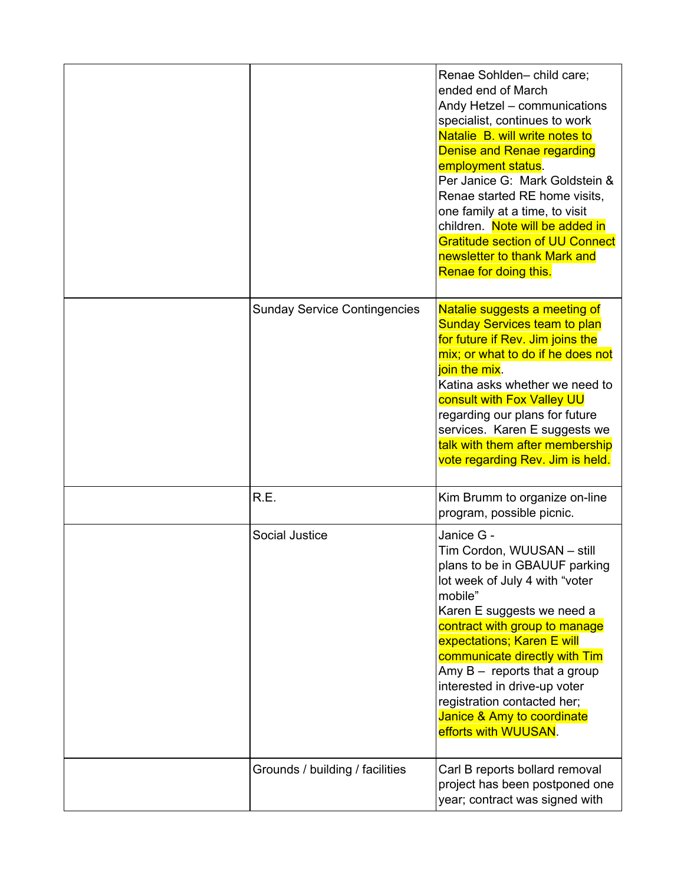| | | |
|---|---|---|
| | | Renae Sohlden– child care; ended end of March<br>Andy Hetzel – communications specialist, continues to work<br>Natalie B. will write notes to Denise and Renae regarding employment status.<br>Per Janice G: Mark Goldstein & Renae started RE home visits, one family at a time, to visit children. Note will be added in Gratitude section of UU Connect newsletter to thank Mark and Renae for doing this. |
| | Sunday Service Contingencies | Natalie suggests a meeting of Sunday Services team to plan for future if Rev. Jim joins the mix; or what to do if he does not join the mix.<br>Katina asks whether we need to consult with Fox Valley UU regarding our plans for future services. Karen E suggests we talk with them after membership vote regarding Rev. Jim is held. |
| | R.E. | Kim Brumm to organize on-line program, possible picnic. |
| | Social Justice | Janice G -<br>Tim Cordon, WUUSAN – still plans to be in GBAUUF parking lot week of July 4 with "voter mobile"<br>Karen E suggests we need a contract with group to manage expectations; Karen E will communicate directly with Tim<br>Amy B – reports that a group interested in drive-up voter registration contacted her; Janice & Amy to coordinate efforts with WUUSAN. |
| | Grounds / building / facilities | Carl B reports bollard removal project has been postponed one year; contract was signed with |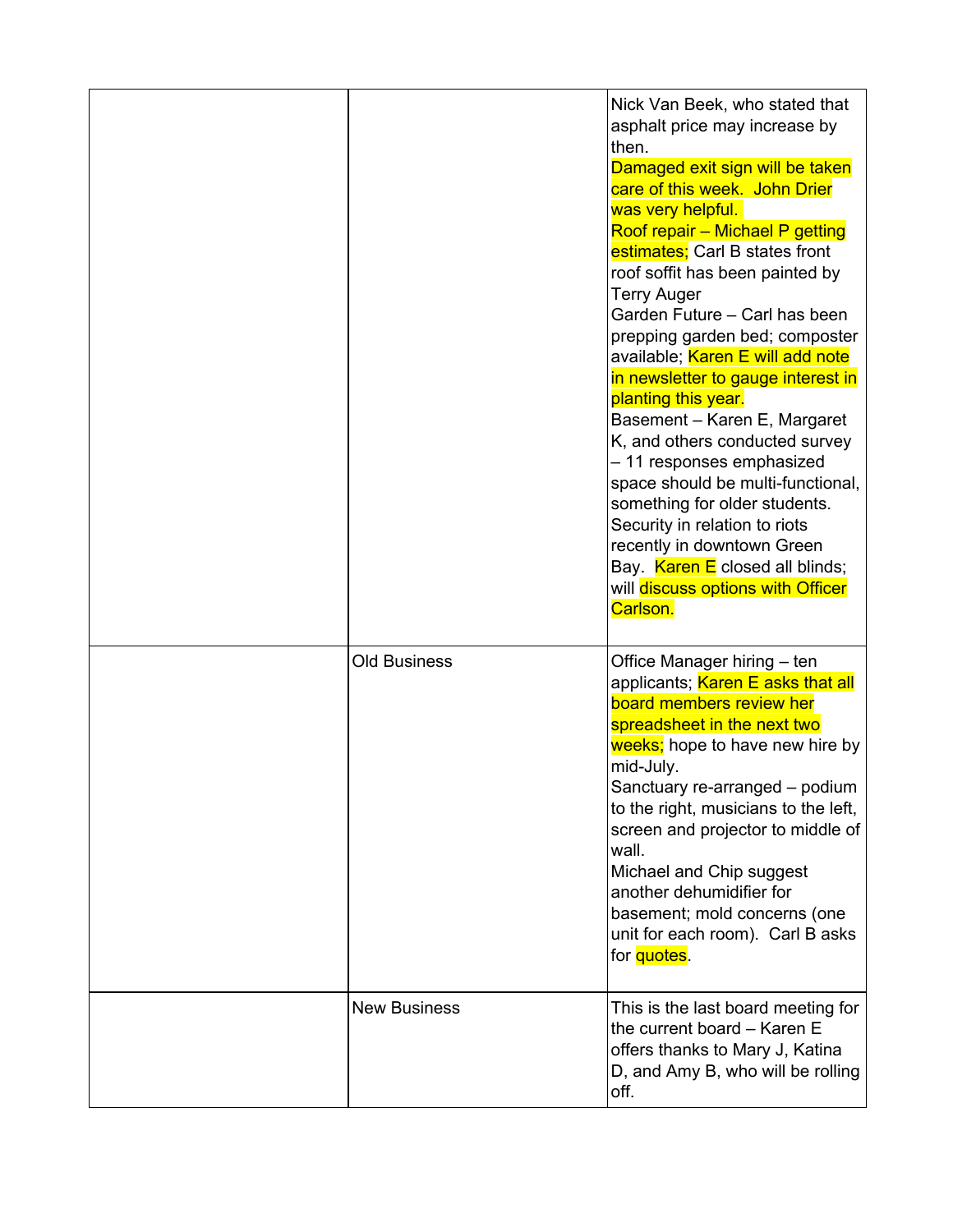| | | |
|---|---|---|
| | | Nick Van Beek, who stated that asphalt price may increase by then.<br>Damaged exit sign will be taken care of this week. John Drier was very helpful.<br>Roof repair – Michael P getting estimates; Carl B states front roof soffit has been painted by Terry Auger<br>Garden Future – Carl has been prepping garden bed; composter available; Karen E will add note in newsletter to gauge interest in planting this year.<br>Basement – Karen E, Margaret K, and others conducted survey – 11 responses emphasized space should be multi-functional, something for older students.<br>Security in relation to riots recently in downtown Green Bay. Karen E closed all blinds; will discuss options with Officer Carlson. |
| | Old Business | Office Manager hiring – ten applicants; Karen E asks that all board members review her spreadsheet in the next two weeks; hope to have new hire by mid-July.<br>Sanctuary re-arranged – podium to the right, musicians to the left, screen and projector to middle of wall.<br>Michael and Chip suggest another dehumidifier for basement; mold concerns (one unit for each room). Carl B asks for quotes. |
| | New Business | This is the last board meeting for the current board – Karen E offers thanks to Mary J, Katina D, and Amy B, who will be rolling off. |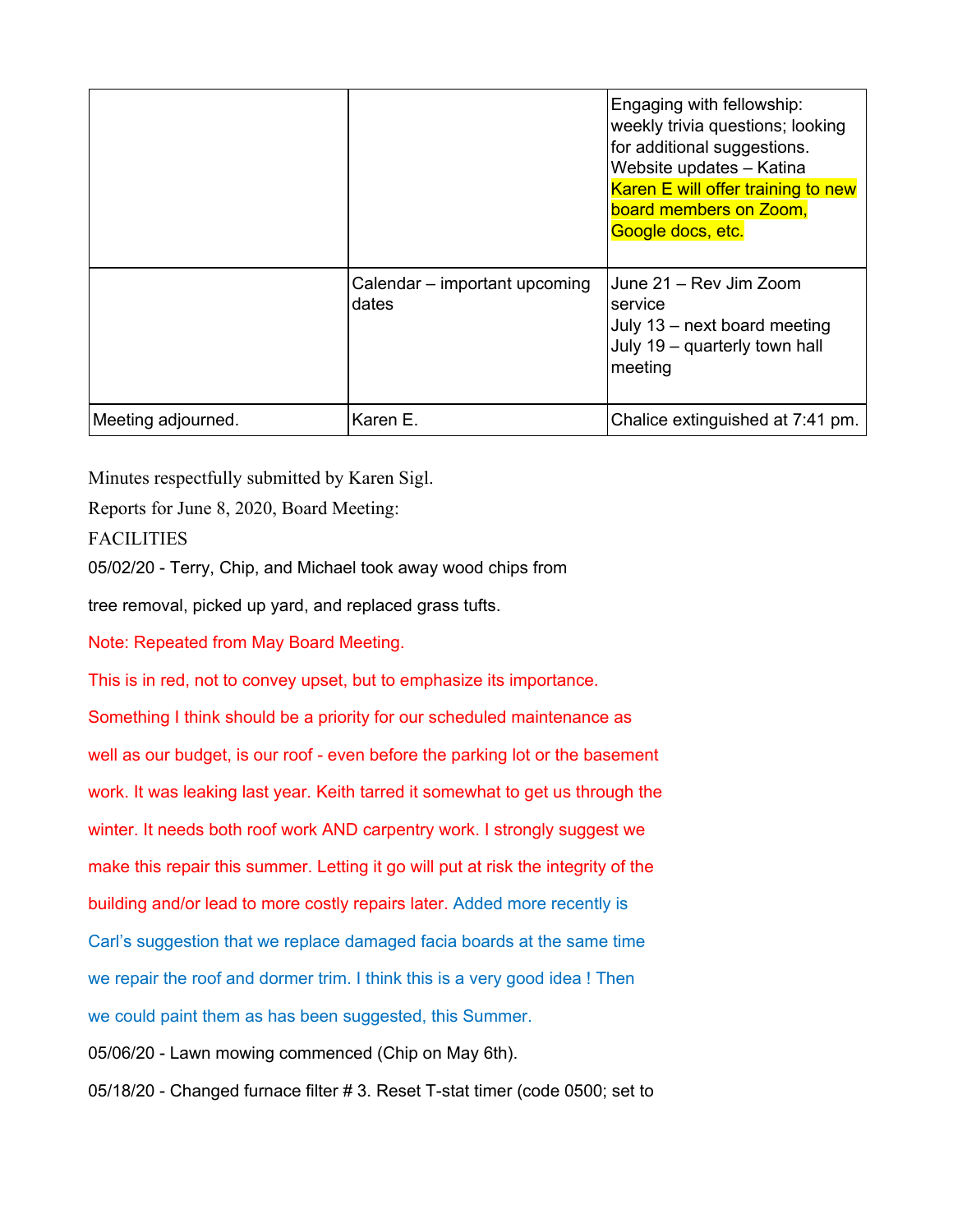| | | |
|---|---|---|
| | | Engaging with fellowship: weekly trivia questions; looking for additional suggestions.<br>Website updates – Katina<br>Karen E will offer training to new board members on Zoom, Google docs, etc. |
| | Calendar – important upcoming dates | June 21 – Rev Jim Zoom service<br>July 13 – next board meeting<br>July 19 – quarterly town hall meeting |
| Meeting adjourned. | Karen E. | Chalice extinguished at 7:41 pm. |

Minutes respectfully submitted by Karen Sigl.

Reports for June 8, 2020, Board Meeting:

FACILITIES

05/02/20 - Terry, Chip, and Michael took away wood chips from tree removal, picked up yard, and replaced grass tufts.

Note: Repeated from May Board Meeting.

This is in red, not to convey upset, but to emphasize its importance.

Something I think should be a priority for our scheduled maintenance as well as our budget, is our roof - even before the parking lot or the basement work. It was leaking last year. Keith tarred it somewhat to get us through the winter. It needs both roof work AND carpentry work. I strongly suggest we make this repair this summer. Letting it go will put at risk the integrity of the building and/or lead to more costly repairs later. Added more recently is Carl's suggestion that we replace damaged facia boards at the same time we repair the roof and dormer trim. I think this is a very good idea ! Then we could paint them as has been suggested, this Summer.

05/06/20 - Lawn mowing commenced (Chip on May 6th).

05/18/20 - Changed furnace filter # 3. Reset T-stat timer (code 0500; set to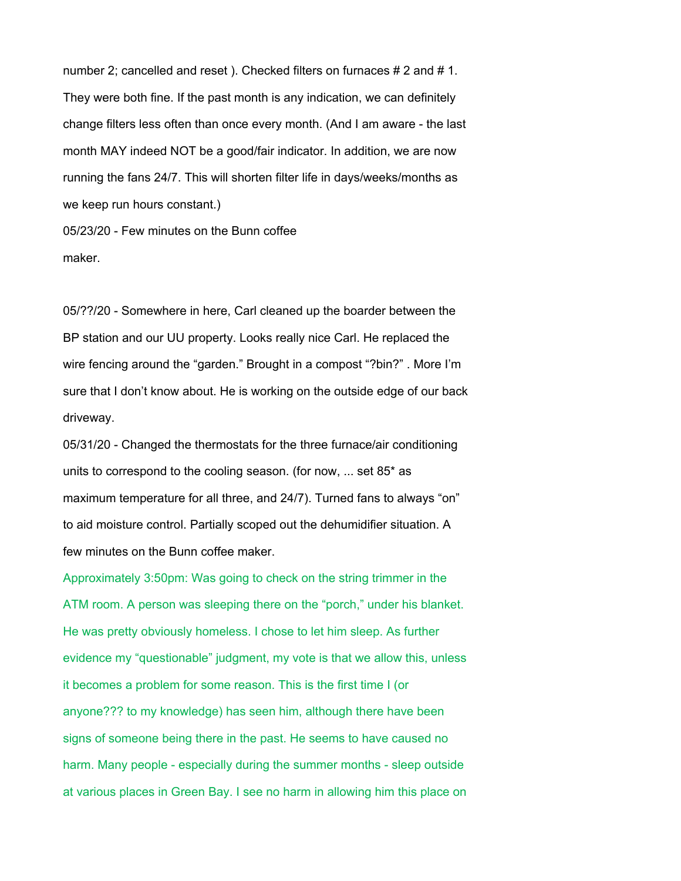number 2; cancelled and reset ). Checked filters on furnaces # 2 and # 1. They were both fine. If the past month is any indication, we can definitely change filters less often than once every month. (And I am aware - the last month MAY indeed NOT be a good/fair indicator. In addition, we are now running the fans 24/7. This will shorten filter life in days/weeks/months as we keep run hours constant.)

05/23/20 - Few minutes on the Bunn coffee maker.

05/??/20 - Somewhere in here, Carl cleaned up the boarder between the BP station and our UU property. Looks really nice Carl. He replaced the wire fencing around the "garden." Brought in a compost "?bin?" . More I'm sure that I don't know about. He is working on the outside edge of our back driveway.

05/31/20 - Changed the thermostats for the three furnace/air conditioning units to correspond to the cooling season. (for now, ... set 85* as maximum temperature for all three, and 24/7). Turned fans to always "on" to aid moisture control. Partially scoped out the dehumidifier situation. A few minutes on the Bunn coffee maker.

Approximately 3:50pm: Was going to check on the string trimmer in the ATM room. A person was sleeping there on the "porch," under his blanket. He was pretty obviously homeless. I chose to let him sleep. As further evidence my "questionable" judgment, my vote is that we allow this, unless it becomes a problem for some reason. This is the first time I (or anyone??? to my knowledge) has seen him, although there have been signs of someone being there in the past. He seems to have caused no harm. Many people - especially during the summer months - sleep outside at various places in Green Bay. I see no harm in allowing him this place on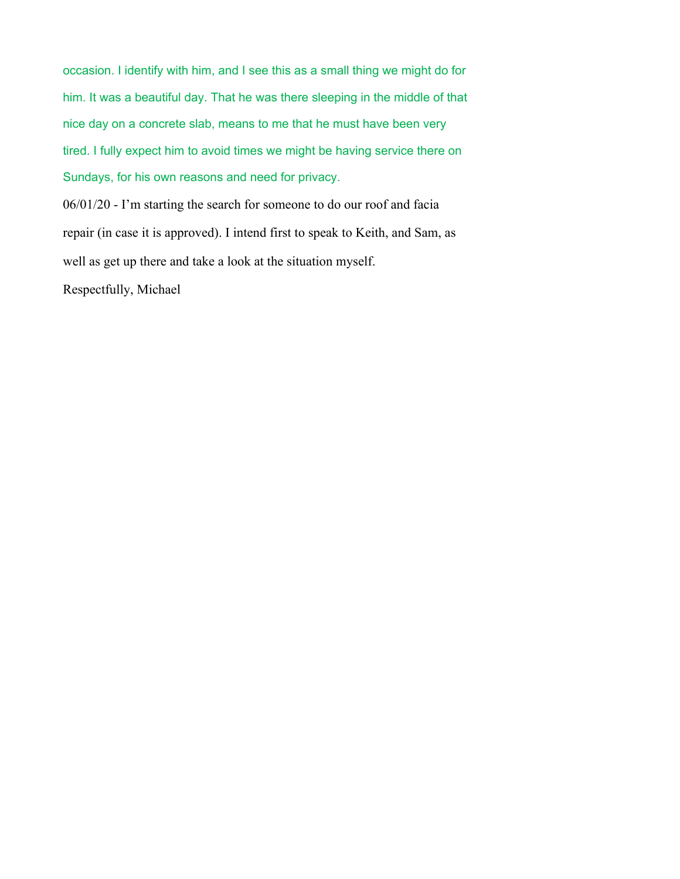occasion. I identify with him, and I see this as a small thing we might do for him. It was a beautiful day. That he was there sleeping in the middle of that nice day on a concrete slab, means to me that he must have been very tired. I fully expect him to avoid times we might be having service there on Sundays, for his own reasons and need for privacy.

06/01/20 - I'm starting the search for someone to do our roof and facia repair (in case it is approved). I intend first to speak to Keith, and Sam, as well as get up there and take a look at the situation myself.

Respectfully, Michael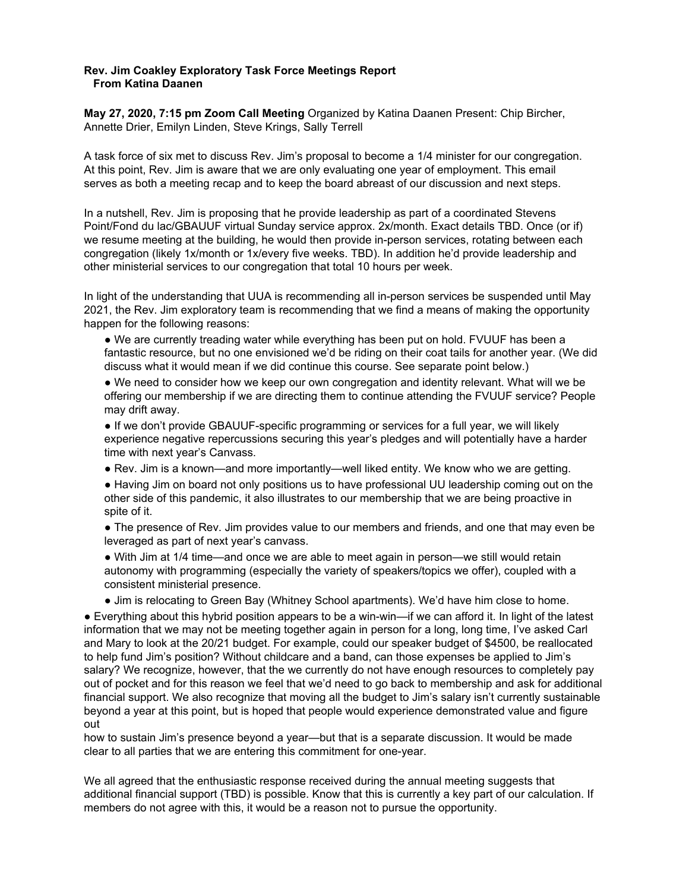**Rev. Jim Coakley Exploratory Task Force Meetings Report**
**From Katina Daanen**

**May 27, 2020, 7:15 pm Zoom Call Meeting** Organized by Katina Daanen Present: Chip Bircher, Annette Drier, Emilyn Linden, Steve Krings, Sally Terrell

A task force of six met to discuss Rev. Jim's proposal to become a 1/4 minister for our congregation. At this point, Rev. Jim is aware that we are only evaluating one year of employment. This email serves as both a meeting recap and to keep the board abreast of our discussion and next steps.

In a nutshell, Rev. Jim is proposing that he provide leadership as part of a coordinated Stevens Point/Fond du lac/GBAUUF virtual Sunday service approx. 2x/month. Exact details TBD. Once (or if) we resume meeting at the building, he would then provide in-person services, rotating between each congregation (likely 1x/month or 1x/every five weeks. TBD). In addition he'd provide leadership and other ministerial services to our congregation that total 10 hours per week.

In light of the understanding that UUA is recommending all in-person services be suspended until May 2021, the Rev. Jim exploratory team is recommending that we find a means of making the opportunity happen for the following reasons:

- We are currently treading water while everything has been put on hold. FVUUF has been a fantastic resource, but no one envisioned we'd be riding on their coat tails for another year. (We did discuss what it would mean if we did continue this course. See separate point below.)
- We need to consider how we keep our own congregation and identity relevant. What will we be offering our membership if we are directing them to continue attending the FVUUF service? People may drift away.
- If we don't provide GBAUUF-specific programming or services for a full year, we will likely experience negative repercussions securing this year's pledges and will potentially have a harder time with next year's Canvass.
- Rev. Jim is a known—and more importantly—well liked entity. We know who we are getting.
- Having Jim on board not only positions us to have professional UU leadership coming out on the other side of this pandemic, it also illustrates to our membership that we are being proactive in spite of it.
- The presence of Rev. Jim provides value to our members and friends, and one that may even be leveraged as part of next year's canvass.
- With Jim at 1/4 time—and once we are able to meet again in person—we still would retain autonomy with programming (especially the variety of speakers/topics we offer), coupled with a consistent ministerial presence.
- Jim is relocating to Green Bay (Whitney School apartments). We'd have him close to home.
- Everything about this hybrid position appears to be a win-win—if we can afford it. In light of the latest information that we may not be meeting together again in person for a long, long time, I've asked Carl and Mary to look at the 20/21 budget. For example, could our speaker budget of $4500, be reallocated to help fund Jim's position? Without childcare and a band, can those expenses be applied to Jim's salary? We recognize, however, that the we currently do not have enough resources to completely pay out of pocket and for this reason we feel that we'd need to go back to membership and ask for additional financial support. We also recognize that moving all the budget to Jim's salary isn't currently sustainable beyond a year at this point, but is hoped that people would experience demonstrated value and figure out how to sustain Jim's presence beyond a year—but that is a separate discussion. It would be made clear to all parties that we are entering this commitment for one-year.

We all agreed that the enthusiastic response received during the annual meeting suggests that additional financial support (TBD) is possible. Know that this is currently a key part of our calculation. If members do not agree with this, it would be a reason not to pursue the opportunity.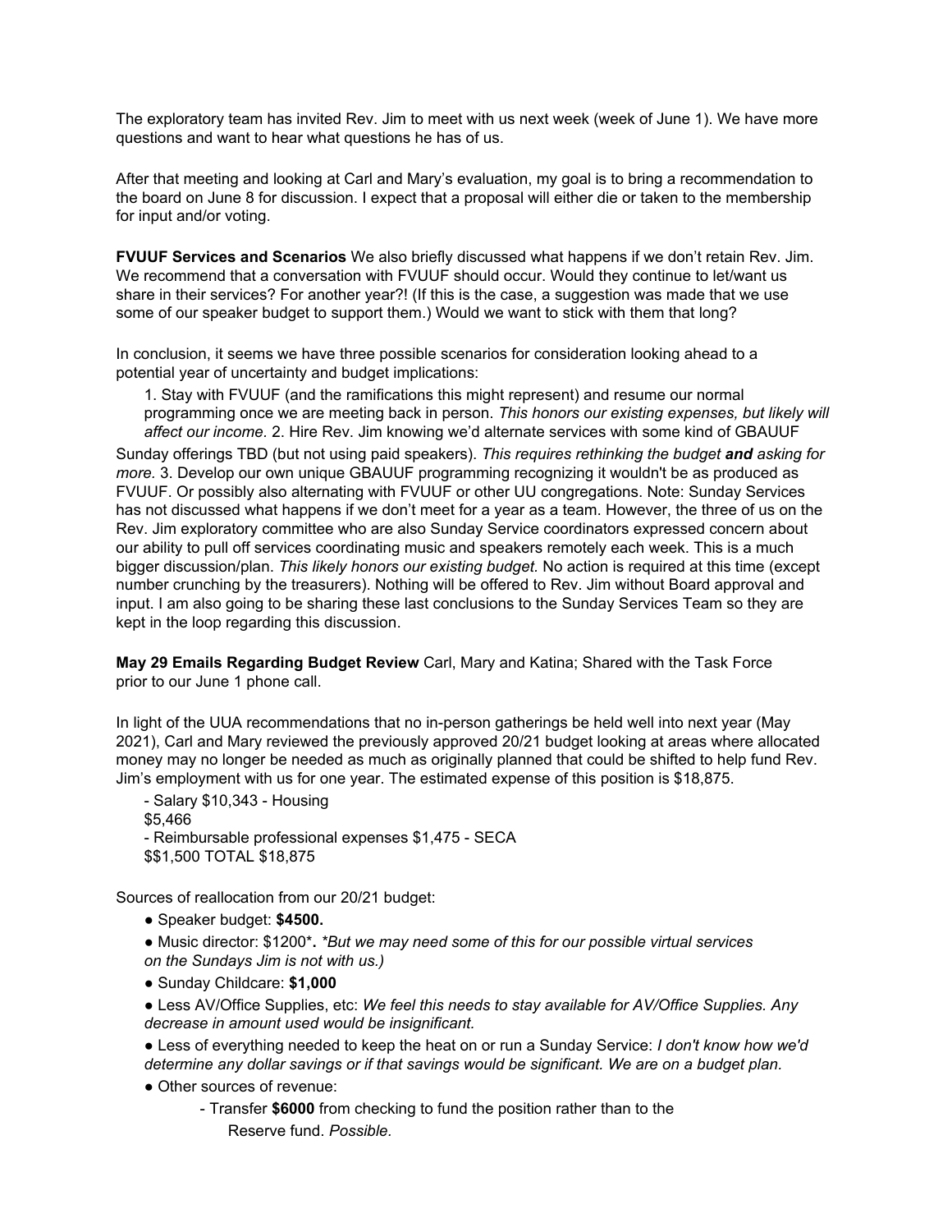The exploratory team has invited Rev. Jim to meet with us next week (week of June 1). We have more questions and want to hear what questions he has of us.

After that meeting and looking at Carl and Mary's evaluation, my goal is to bring a recommendation to the board on June 8 for discussion. I expect that a proposal will either die or taken to the membership for input and/or voting.

**FVUUF Services and Scenarios** We also briefly discussed what happens if we don't retain Rev. Jim. We recommend that a conversation with FVUUF should occur. Would they continue to let/want us share in their services? For another year?! (If this is the case, a suggestion was made that we use some of our speaker budget to support them.) Would we want to stick with them that long?

In conclusion, it seems we have three possible scenarios for consideration looking ahead to a potential year of uncertainty and budget implications:

1. Stay with FVUUF (and the ramifications this might represent) and resume our normal programming once we are meeting back in person. *This honors our existing expenses, but likely will affect our income.*
2. Hire Rev. Jim knowing we'd alternate services with some kind of GBAUUF Sunday offerings TBD (but not using paid speakers). *This requires rethinking the budget **and** asking for more.*
3. Develop our own unique GBAUUF programming recognizing it wouldn't be as produced as FVUUF. Or possibly also alternating with FVUUF or other UU congregations. Note: Sunday Services has not discussed what happens if we don't meet for a year as a team. However, the three of us on the Rev. Jim exploratory committee who are also Sunday Service coordinators expressed concern about our ability to pull off services coordinating music and speakers remotely each week. This is a much bigger discussion/plan. *This likely honors our existing budget.*

No action is required at this time (except number crunching by the treasurers). Nothing will be offered to Rev. Jim without Board approval and input. I am also going to be sharing these last conclusions to the Sunday Services Team so they are kept in the loop regarding this discussion.

**May 29 Emails Regarding Budget Review** Carl, Mary and Katina; Shared with the Task Force prior to our June 1 phone call.

In light of the UUA recommendations that no in-person gatherings be held well into next year (May 2021), Carl and Mary reviewed the previously approved 20/21 budget looking at areas where allocated money may no longer be needed as much as originally planned that could be shifted to help fund Rev. Jim's employment with us for one year. The estimated expense of this position is $18,875.

- Salary $10,343
- Housing $5,466
- Reimbursable professional expenses $1,475
- SECA $$1,500

TOTAL $18,875

Sources of reallocation from our 20/21 budget:

- Speaker budget: **$4500.**
- Music director: $1200***.** *\*But we may need some of this for our possible virtual services on the Sundays Jim is not with us.)*
- Sunday Childcare: **$1,000**
- Less AV/Office Supplies, etc: *We feel this needs to stay available for AV/Office Supplies. Any decrease in amount used would be insignificant.*
- Less of everything needed to keep the heat on or run a Sunday Service: *I don't know how we'd determine any dollar savings or if that savings would be significant. We are on a budget plan.*
- Other sources of revenue:
    - Transfer **$6000** from checking to fund the position rather than to the Reserve fund. *Possible.*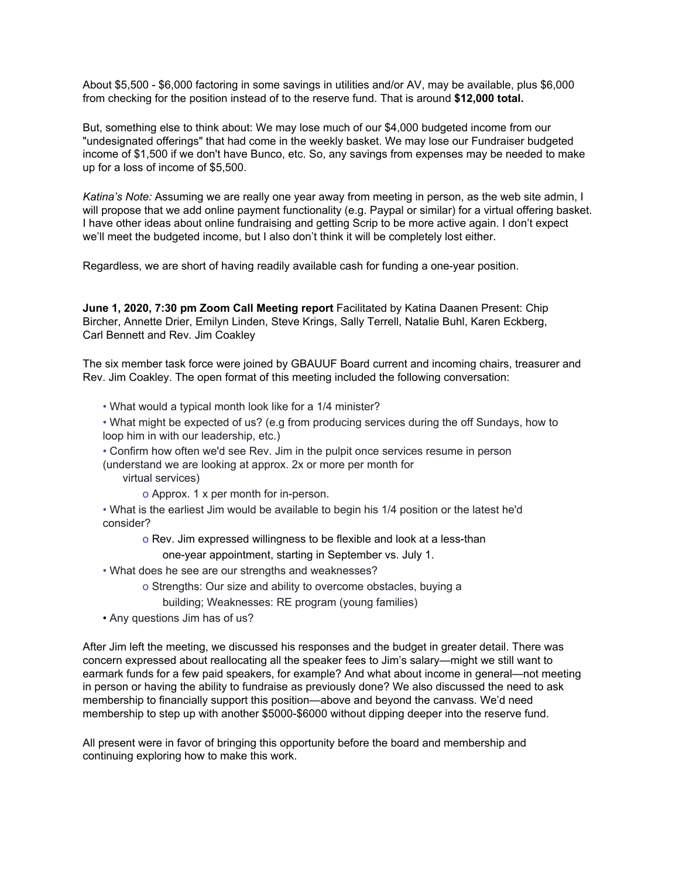About $5,500 - $6,000 factoring in some savings in utilities and/or AV, may be available, plus $6,000 from checking for the position instead of to the reserve fund. That is around **$12,000 total.**

But, something else to think about: We may lose much of our $4,000 budgeted income from our "undesignated offerings" that had come in the weekly basket. We may lose our Fundraiser budgeted income of $1,500 if we don't have Bunco, etc. So, any savings from expenses may be needed to make up for a loss of income of $5,500.

*Katina's Note:* Assuming we are really one year away from meeting in person, as the web site admin, I will propose that we add online payment functionality (e.g. Paypal or similar) for a virtual offering basket. I have other ideas about online fundraising and getting Scrip to be more active again. I don't expect we'll meet the budgeted income, but I also don't think it will be completely lost either.

Regardless, we are short of having readily available cash for funding a one-year position.

**June 1, 2020, 7:30 pm Zoom Call Meeting report** Facilitated by Katina Daanen Present: Chip Bircher, Annette Drier, Emilyn Linden, Steve Krings, Sally Terrell, Natalie Buhl, Karen Eckberg, Carl Bennett and Rev. Jim Coakley

The six member task force were joined by GBAUUF Board current and incoming chairs, treasurer and Rev. Jim Coakley. The open format of this meeting included the following conversation:

- What would a typical month look like for a 1/4 minister?
- What might be expected of us? (e.g from producing services during the off Sundays, how to loop him in with our leadership, etc.)
- Confirm how often we'd see Rev. Jim in the pulpit once services resume in person (understand we are looking at approx. 2x or more per month for virtual services)
    - Approx. 1 x per month for in-person.
- What is the earliest Jim would be available to begin his 1/4 position or the latest he'd consider?
    - Rev. Jim expressed willingness to be flexible and look at a less-than one-year appointment, starting in September vs. July 1.
- What does he see are our strengths and weaknesses?
    - Strengths: Our size and ability to overcome obstacles, buying a building; Weaknesses: RE program (young families)
- Any questions Jim has of us?

After Jim left the meeting, we discussed his responses and the budget in greater detail. There was concern expressed about reallocating all the speaker fees to Jim's salary—might we still want to earmark funds for a few paid speakers, for example? And what about income in general—not meeting in person or having the ability to fundraise as previously done? We also discussed the need to ask membership to financially support this position—above and beyond the canvass. We'd need membership to step up with another $5000-$6000 without dipping deeper into the reserve fund.

All present were in favor of bringing this opportunity before the board and membership and continuing exploring how to make this work.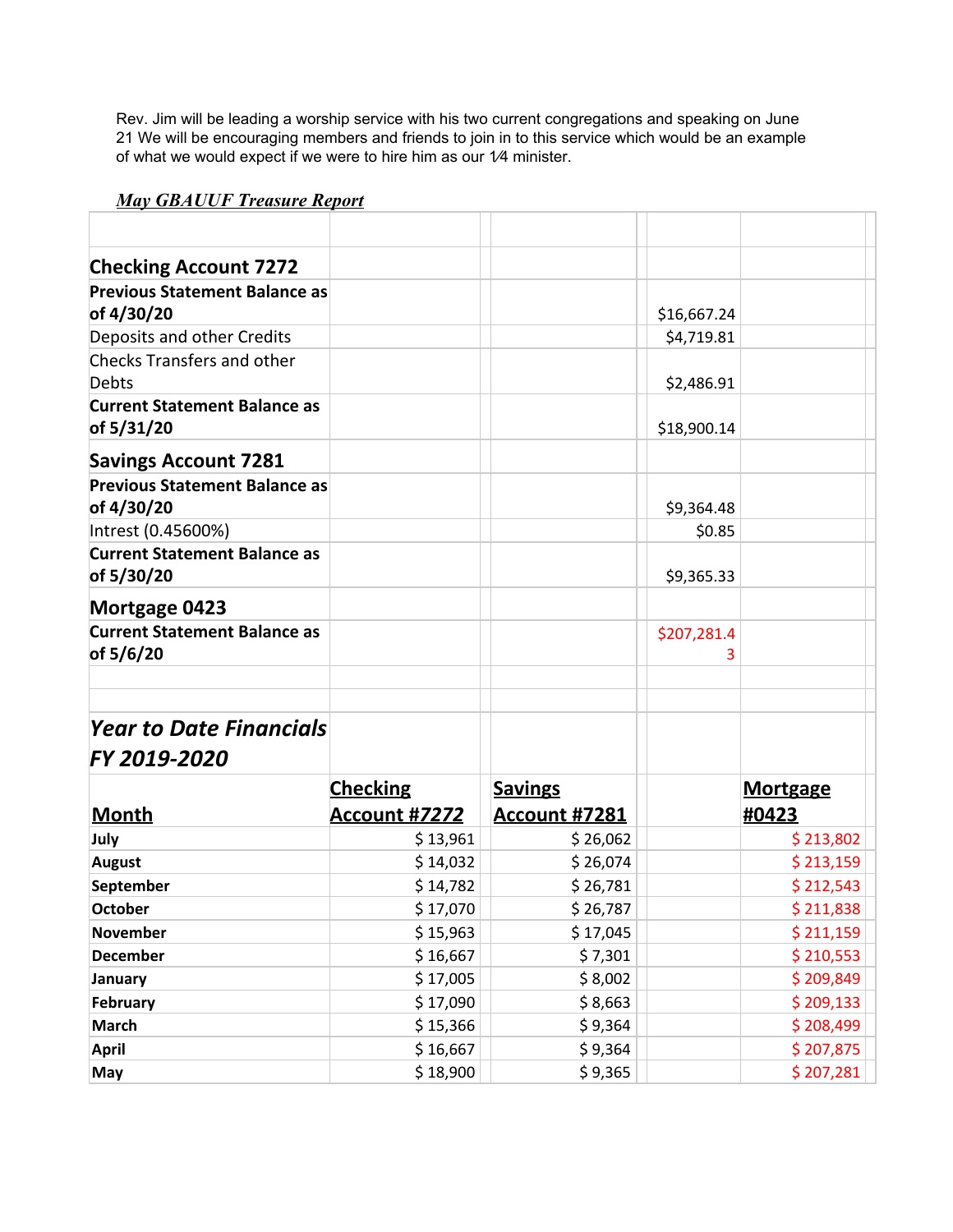Rev. Jim will be leading a worship service with his two current congregations and speaking on June 21 We will be encouraging members and friends to join in to this service which would be an example of what we would expect if we were to hire him as our 1⁄4 minister.

***May GBAUUF Treasure Report***

| | | | | |
|---|---|---|---|---|
| **Checking Account 7272** | | | | |
| **Previous Statement Balance as of 4/30/20** | | | $16,667.24 | |
| Deposits and other Credits | | | $4,719.81 | |
| Checks Transfers and other Debts | | | $2,486.91 | |
| **Current Statement Balance as of 5/31/20** | | | $18,900.14 | |
| **Savings Account 7281** | | | | |
| **Previous Statement Balance as of 4/30/20** | | | $9,364.48 | |
| Intrest (0.45600%) | | | $0.85 | |
| **Current Statement Balance as of 5/30/20** | | | $9,365.33 | |
| **Mortgage 0423** | | | | |
| **Current Statement Balance as of 5/6/20** | | | $207,281.43 | |

***Year to Date Financials FY 2019-2020***

| Month | Checking Account #7272 | Savings Account #7281 | | Mortgage #0423 |
|---|---|---|---|---|
| **July** | $ 13,961 | $ 26,062 | | $ 213,802 |
| **August** | $ 14,032 | $ 26,074 | | $ 213,159 |
| **September** | $ 14,782 | $ 26,781 | | $ 212,543 |
| **October** | $ 17,070 | $ 26,787 | | $ 211,838 |
| **November** | $ 15,963 | $ 17,045 | | $ 211,159 |
| **December** | $ 16,667 | $ 7,301 | | $ 210,553 |
| **January** | $ 17,005 | $ 8,002 | | $ 209,849 |
| **February** | $ 17,090 | $ 8,663 | | $ 209,133 |
| **March** | $ 15,366 | $ 9,364 | | $ 208,499 |
| **April** | $ 16,667 | $ 9,364 | | $ 207,875 |
| **May** | $ 18,900 | $ 9,365 | | $ 207,281 |